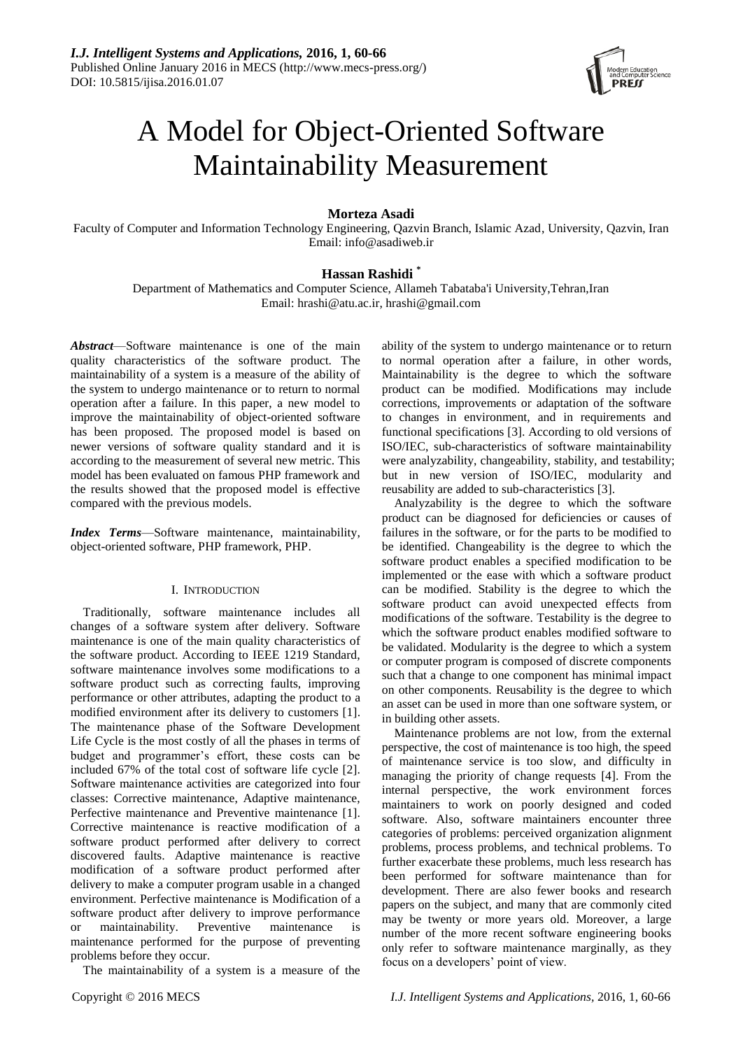# A Model for Object-Oriented Software Maintainability Measurement

**Morteza Asadi**

Faculty of Computer and Information Technology Engineering, Qazvin Branch, Islamic Azad, University, Qazvin, Iran
Email: info@asadiweb.ir

**Hassan Rashidi** *

Department of Mathematics and Computer Science, Allameh Tabataba'i University,Tehran,Iran
Email: hrashi@atu.ac.ir, hrashi@gmail.com

***Abstract***—Software maintenance is one of the main quality characteristics of the software product. The maintainability of a system is a measure of the ability of the system to undergo maintenance or to return to normal operation after a failure. In this paper, a new model to improve the maintainability of object-oriented software has been proposed. The proposed model is based on newer versions of software quality standard and it is according to the measurement of several new metric. This model has been evaluated on famous PHP framework and the results showed that the proposed model is effective compared with the previous models.

***Index Terms***—Software maintenance, maintainability, object-oriented software, PHP framework, PHP.

## I. Introduction

Traditionally, software maintenance includes all changes of a software system after delivery. Software maintenance is one of the main quality characteristics of the software product. According to IEEE 1219 Standard, software maintenance involves some modifications to a software product such as correcting faults, improving performance or other attributes, adapting the product to a modified environment after its delivery to customers [1]. The maintenance phase of the Software Development Life Cycle is the most costly of all the phases in terms of budget and programmer's effort, these costs can be included 67% of the total cost of software life cycle [2]. Software maintenance activities are categorized into four classes: Corrective maintenance, Adaptive maintenance, Perfective maintenance and Preventive maintenance [1]. Corrective maintenance is reactive modification of a software product performed after delivery to correct discovered faults. Adaptive maintenance is reactive modification of a software product performed after delivery to make a computer program usable in a changed environment. Perfective maintenance is Modification of a software product after delivery to improve performance or maintainability. Preventive maintenance is maintenance performed for the purpose of preventing problems before they occur.

The maintainability of a system is a measure of the ability of the system to undergo maintenance or to return to normal operation after a failure, in other words, Maintainability is the degree to which the software product can be modified. Modifications may include corrections, improvements or adaptation of the software to changes in environment, and in requirements and functional specifications [3]. According to old versions of ISO/IEC, sub-characteristics of software maintainability were analyzability, changeability, stability, and testability; but in new version of ISO/IEC, modularity and reusability are added to sub-characteristics [3].

Analyzability is the degree to which the software product can be diagnosed for deficiencies or causes of failures in the software, or for the parts to be modified to be identified. Changeability is the degree to which the software product enables a specified modification to be implemented or the ease with which a software product can be modified. Stability is the degree to which the software product can avoid unexpected effects from modifications of the software. Testability is the degree to which the software product enables modified software to be validated. Modularity is the degree to which a system or computer program is composed of discrete components such that a change to one component has minimal impact on other components. Reusability is the degree to which an asset can be used in more than one software system, or in building other assets.

Maintenance problems are not low, from the external perspective, the cost of maintenance is too high, the speed of maintenance service is too slow, and difficulty in managing the priority of change requests [4]. From the internal perspective, the work environment forces maintainers to work on poorly designed and coded software. Also, software maintainers encounter three categories of problems: perceived organization alignment problems, process problems, and technical problems. To further exacerbate these problems, much less research has been performed for software maintenance than for development. There are also fewer books and research papers on the subject, and many that are commonly cited may be twenty or more years old. Moreover, a large number of the more recent software engineering books only refer to software maintenance marginally, as they focus on a developers' point of view.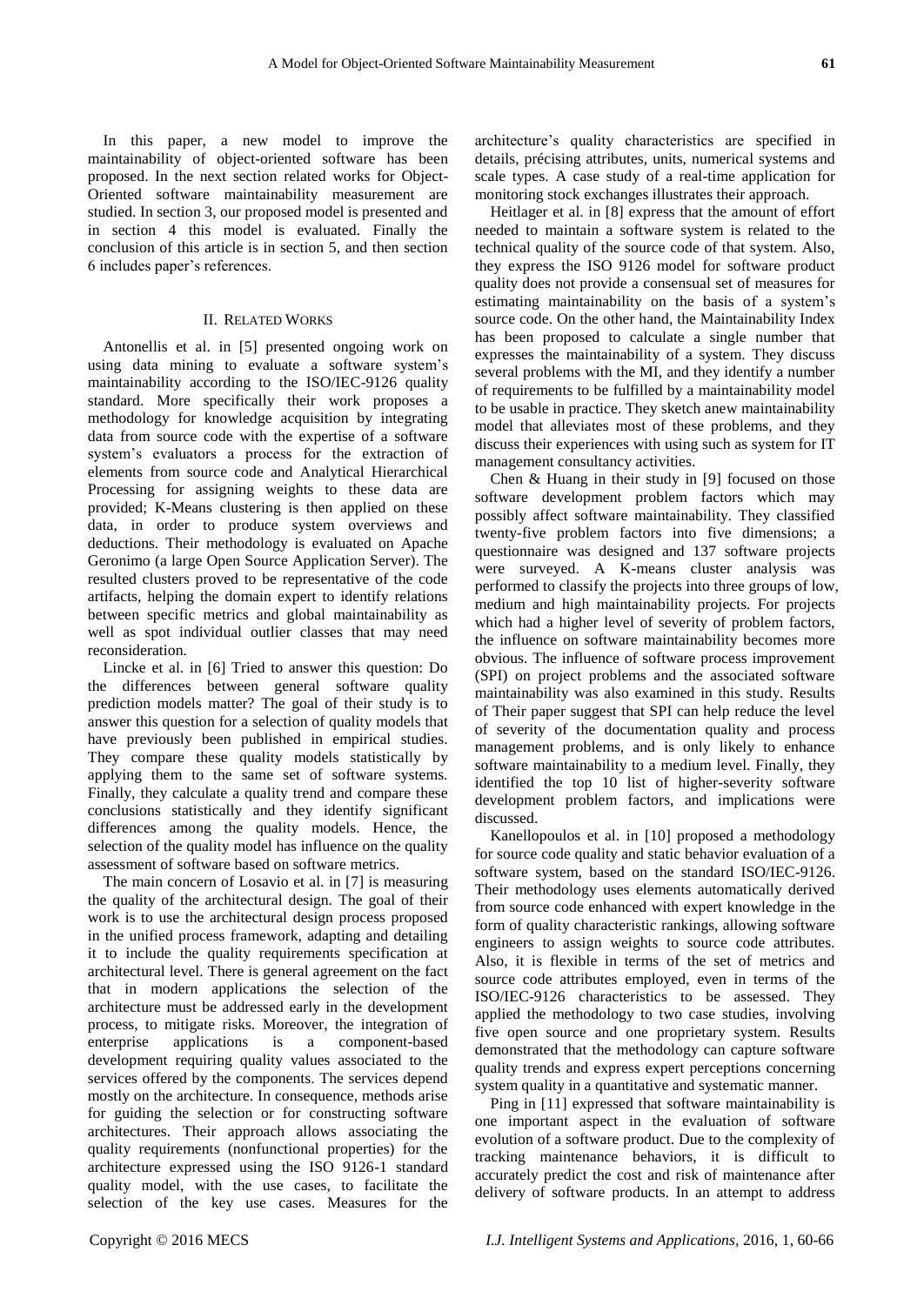In this paper, a new model to improve the maintainability of object-oriented software has been proposed. In the next section related works for Object-Oriented software maintainability measurement are studied. In section 3, our proposed model is presented and in section 4 this model is evaluated. Finally the conclusion of this article is in section 5, and then section 6 includes paper's references.

## II. Related Works

Antonellis et al. in [5] presented ongoing work on using data mining to evaluate a software system's maintainability according to the ISO/IEC-9126 quality standard. More specifically their work proposes a methodology for knowledge acquisition by integrating data from source code with the expertise of a software system's evaluators a process for the extraction of elements from source code and Analytical Hierarchical Processing for assigning weights to these data are provided; K-Means clustering is then applied on these data, in order to produce system overviews and deductions. Their methodology is evaluated on Apache Geronimo (a large Open Source Application Server). The resulted clusters proved to be representative of the code artifacts, helping the domain expert to identify relations between specific metrics and global maintainability as well as spot individual outlier classes that may need reconsideration.

Lincke et al. in [6] Tried to answer this question: Do the differences between general software quality prediction models matter? The goal of their study is to answer this question for a selection of quality models that have previously been published in empirical studies. They compare these quality models statistically by applying them to the same set of software systems. Finally, they calculate a quality trend and compare these conclusions statistically and they identify significant differences among the quality models. Hence, the selection of the quality model has influence on the quality assessment of software based on software metrics.

The main concern of Losavio et al. in [7] is measuring the quality of the architectural design. The goal of their work is to use the architectural design process proposed in the unified process framework, adapting and detailing it to include the quality requirements specification at architectural level. There is general agreement on the fact that in modern applications the selection of the architecture must be addressed early in the development process, to mitigate risks. Moreover, the integration of enterprise applications is a component-based development requiring quality values associated to the services offered by the components. The services depend mostly on the architecture. In consequence, methods arise for guiding the selection or for constructing software architectures. Their approach allows associating the quality requirements (nonfunctional properties) for the architecture expressed using the ISO 9126-1 standard quality model, with the use cases, to facilitate the selection of the key use cases. Measures for the architecture's quality characteristics are specified in details, précising attributes, units, numerical systems and scale types. A case study of a real-time application for monitoring stock exchanges illustrates their approach.

Heitlager et al. in [8] express that the amount of effort needed to maintain a software system is related to the technical quality of the source code of that system. Also, they express the ISO 9126 model for software product quality does not provide a consensual set of measures for estimating maintainability on the basis of a system's source code. On the other hand, the Maintainability Index has been proposed to calculate a single number that expresses the maintainability of a system. They discuss several problems with the MI, and they identify a number of requirements to be fulfilled by a maintainability model to be usable in practice. They sketch anew maintainability model that alleviates most of these problems, and they discuss their experiences with using such as system for IT management consultancy activities.

Chen & Huang in their study in [9] focused on those software development problem factors which may possibly affect software maintainability. They classified twenty-five problem factors into five dimensions; a questionnaire was designed and 137 software projects were surveyed. A K-means cluster analysis was performed to classify the projects into three groups of low, medium and high maintainability projects. For projects which had a higher level of severity of problem factors, the influence on software maintainability becomes more obvious. The influence of software process improvement (SPI) on project problems and the associated software maintainability was also examined in this study. Results of Their paper suggest that SPI can help reduce the level of severity of the documentation quality and process management problems, and is only likely to enhance software maintainability to a medium level. Finally, they identified the top 10 list of higher-severity software development problem factors, and implications were discussed.

Kanellopoulos et al. in [10] proposed a methodology for source code quality and static behavior evaluation of a software system, based on the standard ISO/IEC-9126. Their methodology uses elements automatically derived from source code enhanced with expert knowledge in the form of quality characteristic rankings, allowing software engineers to assign weights to source code attributes. Also, it is flexible in terms of the set of metrics and source code attributes employed, even in terms of the ISO/IEC-9126 characteristics to be assessed. They applied the methodology to two case studies, involving five open source and one proprietary system. Results demonstrated that the methodology can capture software quality trends and express expert perceptions concerning system quality in a quantitative and systematic manner.

Ping in [11] expressed that software maintainability is one important aspect in the evaluation of software evolution of a software product. Due to the complexity of tracking maintenance behaviors, it is difficult to accurately predict the cost and risk of maintenance after delivery of software products. In an attempt to address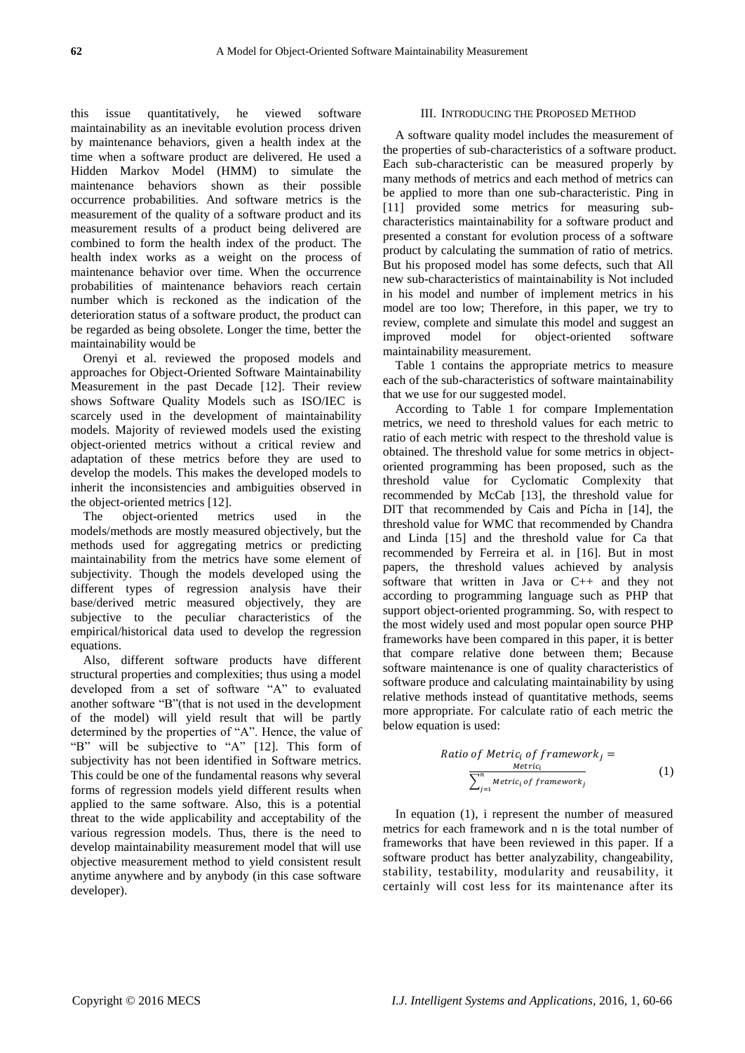this issue quantitatively, he viewed software maintainability as an inevitable evolution process driven by maintenance behaviors, given a health index at the time when a software product are delivered. He used a Hidden Markov Model (HMM) to simulate the maintenance behaviors shown as their possible occurrence probabilities. And software metrics is the measurement of the quality of a software product and its measurement results of a product being delivered are combined to form the health index of the product. The health index works as a weight on the process of maintenance behavior over time. When the occurrence probabilities of maintenance behaviors reach certain number which is reckoned as the indication of the deterioration status of a software product, the product can be regarded as being obsolete. Longer the time, better the maintainability would be

Orenyi et al. reviewed the proposed models and approaches for Object-Oriented Software Maintainability Measurement in the past Decade [12]. Their review shows Software Quality Models such as ISO/IEC is scarcely used in the development of maintainability models. Majority of reviewed models used the existing object-oriented metrics without a critical review and adaptation of these metrics before they are used to develop the models. This makes the developed models to inherit the inconsistencies and ambiguities observed in the object-oriented metrics [12].

The object-oriented metrics used in the models/methods are mostly measured objectively, but the methods used for aggregating metrics or predicting maintainability from the metrics have some element of subjectivity. Though the models developed using the different types of regression analysis have their base/derived metric measured objectively, they are subjective to the peculiar characteristics of the empirical/historical data used to develop the regression equations.

Also, different software products have different structural properties and complexities; thus using a model developed from a set of software "A" to evaluated another software "B"(that is not used in the development of the model) will yield result that will be partly determined by the properties of "A". Hence, the value of "B" will be subjective to "A" [12]. This form of subjectivity has not been identified in Software metrics. This could be one of the fundamental reasons why several forms of regression models yield different results when applied to the same software. Also, this is a potential threat to the wide applicability and acceptability of the various regression models. Thus, there is the need to develop maintainability measurement model that will use objective measurement method to yield consistent result anytime anywhere and by anybody (in this case software developer).

## III. Introducing the Proposed Method

A software quality model includes the measurement of the properties of sub-characteristics of a software product. Each sub-characteristic can be measured properly by many methods of metrics and each method of metrics can be applied to more than one sub-characteristic. Ping in [11] provided some metrics for measuring sub-characteristics maintainability for a software product and presented a constant for evolution process of a software product by calculating the summation of ratio of metrics. But his proposed model has some defects, such that All new sub-characteristics of maintainability is Not included in his model and number of implement metrics in his model are too low; Therefore, in this paper, we try to review, complete and simulate this model and suggest an improved model for object-oriented software maintainability measurement.

Table 1 contains the appropriate metrics to measure each of the sub-characteristics of software maintainability that we use for our suggested model.

According to Table 1 for compare Implementation metrics, we need to threshold values for each metric to ratio of each metric with respect to the threshold value is obtained. The threshold value for some metrics in object-oriented programming has been proposed, such as the threshold value for Cyclomatic Complexity that recommended by McCab [13], the threshold value for DIT that recommended by Cais and Pícha in [14], the threshold value for WMC that recommended by Chandra and Linda [15] and the threshold value for Ca that recommended by Ferreira et al. in [16]. But in most papers, the threshold values achieved by analysis software that written in Java or C++ and they not according to programming language such as PHP that support object-oriented programming. So, with respect to the most widely used and most popular open source PHP frameworks have been compared in this paper, it is better that compare relative done between them; Because software maintenance is one of quality characteristics of software produce and calculating maintainability by using relative methods instead of quantitative methods, seems more appropriate. For calculate ratio of each metric the below equation is used:

$$Ratio\ of\ Metric_i\ of\ framework_j = \frac{Metric_i}{\sum_{j=1}^{n} Metric_i\ of\ framework_j} \quad (1)$$

In equation (1), i represent the number of measured metrics for each framework and n is the total number of frameworks that have been reviewed in this paper. If a software product has better analyzability, changeability, stability, testability, modularity and reusability, it certainly will cost less for its maintenance after its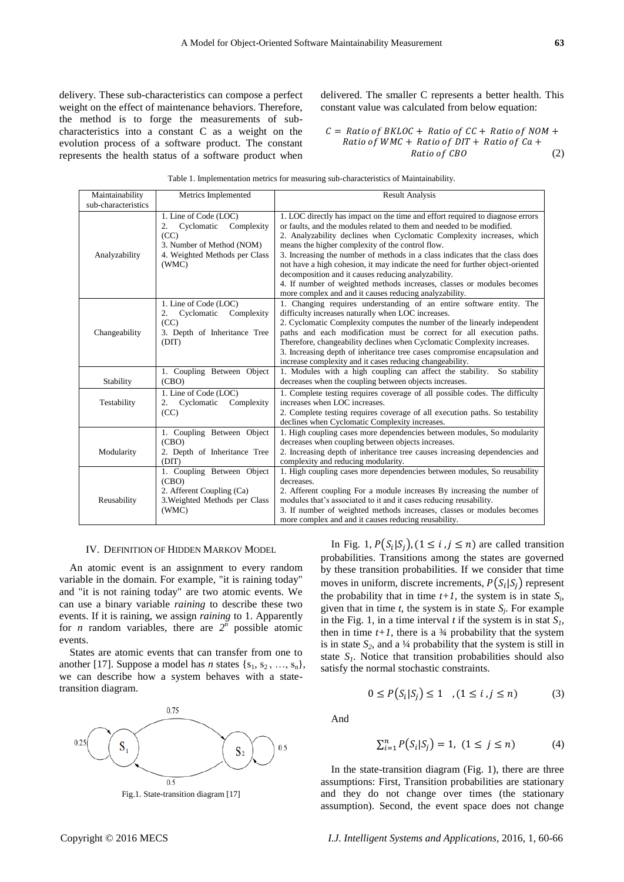delivery. These sub-characteristics can compose a perfect weight on the effect of maintenance behaviors. Therefore, the method is to forge the measurements of sub-characteristics into a constant C as a weight on the evolution process of a software product. The constant represents the health status of a software product when delivered. The smaller C represents a better health. This constant value was calculated from below equation:

$$C = Ratio\ of\ BKLOC + Ratio\ of\ CC + Ratio\ of\ NOM + Ratio\ of\ WMC + Ratio\ of\ DIT + Ratio\ of\ Ca + Ratio\ of\ CBO \quad (2)$$

Table 1. Implementation metrics for measuring sub-characteristics of Maintainability.

| Maintainability sub-characteristics | Metrics Implemented | Result Analysis |
|---|---|---|
| Analyzability | 1. Line of Code (LOC)<br>2. Cyclomatic Complexity (CC)<br>3. Number of Method (NOM)<br>4. Weighted Methods per Class (WMC) | 1. LOC directly has impact on the time and effort required to diagnose errors or faults, and the modules related to them and needed to be modified.<br>2. Analyzability declines when Cyclomatic Complexity increases, which means the higher complexity of the control flow.<br>3. Increasing the number of methods in a class indicates that the class does not have a high cohesion, it may indicate the need for further object-oriented decomposition and it causes reducing analyzability.<br>4. If number of weighted methods increases, classes or modules becomes more complex and and it causes reducing analyzability. |
| Changeability | 1. Line of Code (LOC)<br>2. Cyclomatic Complexity (CC)<br>3. Depth of Inheritance Tree (DIT) | 1. Changing requires understanding of an entire software entity. The difficulty increases naturally when LOC increases.<br>2. Cyclomatic Complexity computes the number of the linearly independent paths and each modification must be correct for all execution paths. Therefore, changeability declines when Cyclomatic Complexity increases.<br>3. Increasing depth of inheritance tree cases compromise encapsulation and increase complexity and it cases reducing changeability. |
| Stability | 1. Coupling Between Object (CBO) | 1. Modules with a high coupling can affect the stability. So stability decreases when the coupling between objects increases. |
| Testability | 1. Line of Code (LOC)<br>2. Cyclomatic Complexity (CC) | 1. Complete testing requires coverage of all possible codes. The difficulty increases when LOC increases.<br>2. Complete testing requires coverage of all execution paths. So testability declines when Cyclomatic Complexity increases. |
| Modularity | 1. Coupling Between Object (CBO)<br>2. Depth of Inheritance Tree (DIT) | 1. High coupling cases more dependencies between modules, So modularity decreases when coupling between objects increases.<br>2. Increasing depth of inheritance tree causes increasing dependencies and complexity and reducing modularity. |
| Reusability | 1. Coupling Between Object (CBO)<br>2. Afferent Coupling (Ca)<br>3.Weighted Methods per Class (WMC) | 1. High coupling cases more dependencies between modules, So reusability decreases.<br>2. Afferent coupling For a module increases By increasing the number of modules that's associated to it and it cases reducing reusability.<br>3. If number of weighted methods increases, classes or modules becomes more complex and and it causes reducing reusability. |

## IV. Definition of Hidden Markov Model

An atomic event is an assignment to every random variable in the domain. For example, "it is raining today" and "it is not raining today" are two atomic events. We can use a binary variable *raining* to describe these two events. If it is raining, we assign *raining* to 1. Apparently for *n* random variables, there are $2^n$ possible atomic events.

States are atomic events that can transfer from one to another [17]. Suppose a model has *n* states $\{s_1, s_2, \ldots, s_n\}$, we can describe how a system behaves with a state-transition diagram.

Fig.1. State-transition diagram [17]

In Fig. 1, $P(S_i|S_j), (1 \leq i, j \leq n)$ are called transition probabilities. Transitions among the states are governed by these transition probabilities. If we consider that time moves in uniform, discrete increments, $P(S_i|S_j)$ represent the probability that in time *t+1*, the system is in state $S_i$, given that in time *t*, the system is in state $S_j$. For example in the Fig. 1, in a time interval *t* if the system is in stat $S_1$, then in time *t+1*, there is a ¾ probability that the system is in state $S_2$, and a ¼ probability that the system is still in state $S_1$. Notice that transition probabilities should also satisfy the normal stochastic constraints.

$$0 \leq P(S_i|S_j) \leq 1 \quad , (1 \leq i, j \leq n) \quad (3)$$

And

$$\sum_{i=1}^{n} P(S_i|S_j) = 1, \ (1 \leq j \leq n) \quad (4)$$

In the state-transition diagram (Fig. 1), there are three assumptions: First, Transition probabilities are stationary and they do not change over times (the stationary assumption). Second, the event space does not change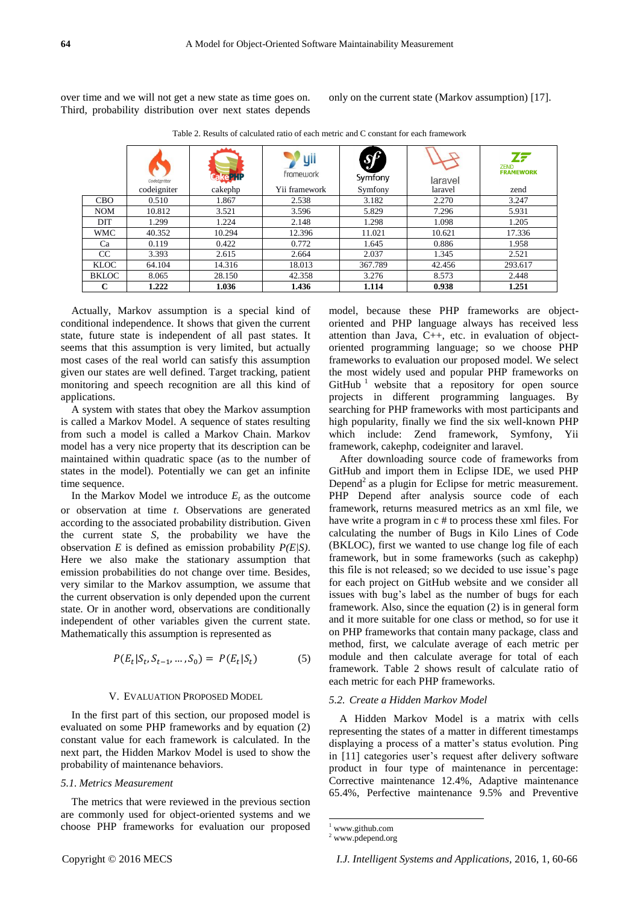over time and we will not get a new state as time goes on. Third, probability distribution over next states depends only on the current state (Markov assumption) [17].

Table 2. Results of calculated ratio of each metric and C constant for each framework

| | codeigniter | cakephp | Yii framework | Symfony | laravel | zend |
|---|---|---|---|---|---|---|
| CBO | 0.510 | 1.867 | 2.538 | 3.182 | 2.270 | 3.247 |
| NOM | 10.812 | 3.521 | 3.596 | 5.829 | 7.296 | 5.931 |
| DIT | 1.299 | 1.224 | 2.148 | 1.298 | 1.098 | 1.205 |
| WMC | 40.352 | 10.294 | 12.396 | 11.021 | 10.621 | 17.336 |
| Ca | 0.119 | 0.422 | 0.772 | 1.645 | 0.886 | 1.958 |
| CC | 3.393 | 2.615 | 2.664 | 2.037 | 1.345 | 2.521 |
| KLOC | 64.104 | 14.316 | 18.013 | 367.789 | 42.456 | 293.617 |
| BKLOC | 8.065 | 28.150 | 42.358 | 3.276 | 8.573 | 2.448 |
| **C** | **1.222** | **1.036** | **1.436** | **1.114** | **0.938** | **1.251** |

Actually, Markov assumption is a special kind of conditional independence. It shows that given the current state, future state is independent of all past states. It seems that this assumption is very limited, but actually most cases of the real world can satisfy this assumption given our states are well defined. Target tracking, patient monitoring and speech recognition are all this kind of applications.

A system with states that obey the Markov assumption is called a Markov Model. A sequence of states resulting from such a model is called a Markov Chain. Markov model has a very nice property that its description can be maintained within quadratic space (as to the number of states in the model). Potentially we can get an infinite time sequence.

In the Markov Model we introduce $E_t$ as the outcome or observation at time $t$. Observations are generated according to the associated probability distribution. Given the current state $S$, the probability we have the observation $E$ is defined as emission probability $P(E|S)$. Here we also make the stationary assumption that emission probabilities do not change over time. Besides, very similar to the Markov assumption, we assume that the current observation is only depended upon the current state. Or in another word, observations are conditionally independent of other variables given the current state. Mathematically this assumption is represented as

$$P(E_t|S_t, S_{t-1}, \dots, S_0) = P(E_t|S_t) \tag{5}$$

## V. Evaluation Proposed Model

In the first part of this section, our proposed model is evaluated on some PHP frameworks and by equation (2) constant value for each framework is calculated. In the next part, the Hidden Markov Model is used to show the probability of maintenance behaviors.

### *5.1. Metrics Measurement*

The metrics that were reviewed in the previous section are commonly used for object-oriented systems and we choose PHP frameworks for evaluation our proposed model, because these PHP frameworks are object-oriented and PHP language always has received less attention than Java, C++, etc. in evaluation of object-oriented programming language; so we choose PHP frameworks to evaluation our proposed model. We select the most widely used and popular PHP frameworks on GitHub [1] website that a repository for open source projects in different programming languages. By searching for PHP frameworks with most participants and high popularity, finally we find the six well-known PHP which include: Zend framework, Symfony, Yii framework, cakephp, codeigniter and laravel.

After downloading source code of frameworks from GitHub and import them in Eclipse IDE, we used PHP Depend[2] as a plugin for Eclipse for metric measurement. PHP Depend after analysis source code of each framework, returns measured metrics as an xml file, we have write a program in c # to process these xml files. For calculating the number of Bugs in Kilo Lines of Code (BKLOC), first we wanted to use change log file of each framework, but in some frameworks (such as cakephp) this file is not released; so we decided to use issue's page for each project on GitHub website and we consider all issues with bug's label as the number of bugs for each framework. Also, since the equation (2) is in general form and it more suitable for one class or method, so for use it on PHP frameworks that contain many package, class and method, first, we calculate average of each metric per module and then calculate average for total of each framework. Table 2 shows result of calculate ratio of each metric for each PHP frameworks.

### *5.2. Create a Hidden Markov Model*

A Hidden Markov Model is a matrix with cells representing the states of a matter in different timestamps displaying a process of a matter's status evolution. Ping in [11] categories user's request after delivery software product in four type of maintenance in percentage: Corrective maintenance 12.4%, Adaptive maintenance 65.4%, Perfective maintenance 9.5% and Preventive

[1] www.github.com
[2] www.pdepend.org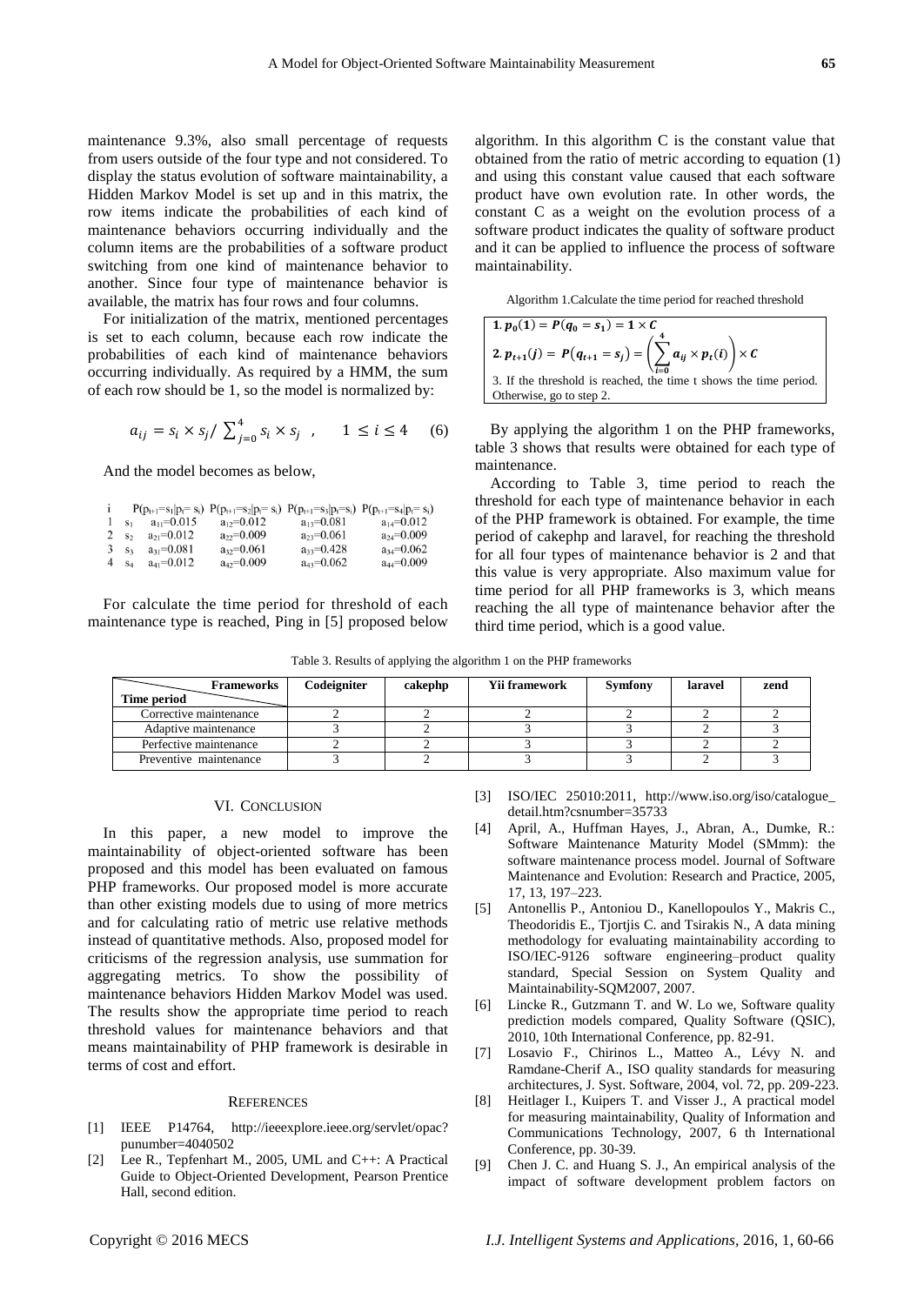maintenance 9.3%, also small percentage of requests from users outside of the four type and not considered. To display the status evolution of software maintainability, a Hidden Markov Model is set up and in this matrix, the row items indicate the probabilities of each kind of maintenance behaviors occurring individually and the column items are the probabilities of a software product switching from one kind of maintenance behavior to another. Since four type of maintenance behavior is available, the matrix has four rows and four columns.

For initialization of the matrix, mentioned percentages is set to each column, because each row indicate the probabilities of each kind of maintenance behaviors occurring individually. As required by a HMM, the sum of each row should be 1, so the model is normalized by:

$$a_{ij} = s_i \times s_j / \sum_{j=0}^{4} s_i \times s_j \quad , \qquad 1 \leq i \leq 4 \qquad (6)$$

And the model becomes as below,

| i | | $P(p_{t+1}=s_1 \mid p_t=s_i)$ | $P(p_{t+1}=s_2 \mid p_t=s_i)$ | $P(p_{t+1}=s_3 \mid p_t=s_i)$ | $P(p_{t+1}=s_4 \mid p_t=s_i)$ |
|---|---|---|---|---|---|
| 1 | $s_1$ | $a_{11}=0.015$ | $a_{12}=0.012$ | $a_{13}=0.081$ | $a_{14}=0.012$ |
| 2 | $s_2$ | $a_{21}=0.012$ | $a_{22}=0.009$ | $a_{23}=0.061$ | $a_{24}=0.009$ |
| 3 | $s_3$ | $a_{31}=0.081$ | $a_{32}=0.061$ | $a_{33}=0.428$ | $a_{34}=0.062$ |
| 4 | $s_4$ | $a_{41}=0.012$ | $a_{42}=0.009$ | $a_{43}=0.062$ | $a_{44}=0.009$ |

For calculate the time period for threshold of each maintenance type is reached, Ping in [5] proposed below algorithm. In this algorithm C is the constant value that obtained from the ratio of metric according to equation (1) and using this constant value caused that each software product have own evolution rate. In other words, the constant C as a weight on the evolution process of a software product indicates the quality of software product and it can be applied to influence the process of software maintainability.

Algorithm 1.Calculate the time period for reached threshold

1. $p_0(1) = P(q_0 = s_1) = 1 \times C$
2. $p_{t+1}(j) = P(q_{t+1} = s_j) = \left( \sum_{i=0}^{4} a_{ij} \times p_t(i) \right) \times C$
3. If the threshold is reached, the time t shows the time period. Otherwise, go to step 2.

By applying the algorithm 1 on the PHP frameworks, table 3 shows that results were obtained for each type of maintenance.

According to Table 3, time period to reach the threshold for each type of maintenance behavior in each of the PHP framework is obtained. For example, the time period of cakephp and laravel, for reaching the threshold for all four types of maintenance behavior is 2 and that this value is very appropriate. Also maximum value for time period for all PHP frameworks is 3, which means reaching the all type of maintenance behavior after the third time period, which is a good value.

Table 3. Results of applying the algorithm 1 on the PHP frameworks

| Frameworks / Time period | Codeigniter | cakephp | Yii framework | Symfony | laravel | zend |
|---|---|---|---|---|---|---|
| Corrective maintenance | 2 | 2 | 2 | 2 | 2 | 2 |
| Adaptive maintenance | 3 | 2 | 3 | 3 | 2 | 3 |
| Perfective maintenance | 2 | 2 | 3 | 3 | 2 | 2 |
| Preventive maintenance | 3 | 2 | 3 | 3 | 2 | 3 |

## VI. Conclusion

In this paper, a new model to improve the maintainability of object-oriented software has been proposed and this model has been evaluated on famous PHP frameworks. Our proposed model is more accurate than other existing models due to using of more metrics and for calculating ratio of metric use relative methods instead of quantitative methods. Also, proposed model for criticisms of the regression analysis, use summation for aggregating metrics. To show the possibility of maintenance behaviors Hidden Markov Model was used. The results show the appropriate time period to reach threshold values for maintenance behaviors and that means maintainability of PHP framework is desirable in terms of cost and effort.

## References

[1] IEEE P14764, http://ieeexplore.ieee.org/servlet/opac?punumber=4040502

[2] Lee R., Tepfenhart M., 2005, UML and C++: A Practical Guide to Object-Oriented Development, Pearson Prentice Hall, second edition.

[3] ISO/IEC 25010:2011, http://www.iso.org/iso/catalogue_detail.htm?csnumber=35733

[4] April, A., Huffman Hayes, J., Abran, A., Dumke, R.: Software Maintenance Maturity Model (SMmm): the software maintenance process model. Journal of Software Maintenance and Evolution: Research and Practice, 2005, 17, 13, 197–223.

[5] Antonellis P., Antoniou D., Kanellopoulos Y., Makris C., Theodoridis E., Tjortjis C. and Tsirakis N., A data mining methodology for evaluating maintainability according to ISO/IEC-9126 software engineering–product quality standard, Special Session on System Quality and Maintainability-SQM2007, 2007.

[6] Lincke R., Gutzmann T. and W. Lo we, Software quality prediction models compared, Quality Software (QSIC), 2010, 10th International Conference, pp. 82-91.

[7] Losavio F., Chirinos L., Matteo A., Lévy N. and Ramdane-Cherif A., ISO quality standards for measuring architectures, J. Syst. Software, 2004, vol. 72, pp. 209-223.

[8] Heitlager I., Kuipers T. and Visser J., A practical model for measuring maintainability, Quality of Information and Communications Technology, 2007, 6 th International Conference, pp. 30-39.

[9] Chen J. C. and Huang S. J., An empirical analysis of the impact of software development problem factors on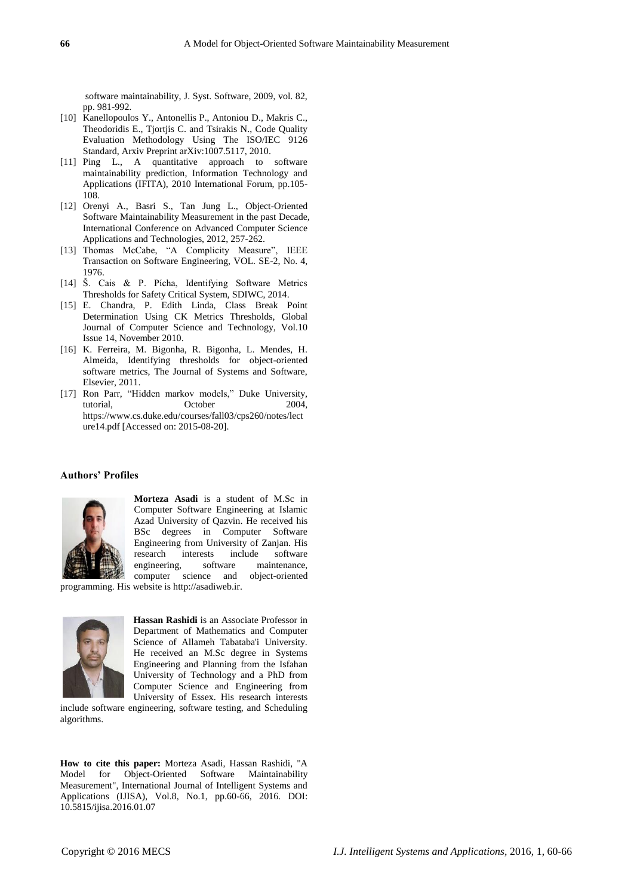software maintainability, J. Syst. Software, 2009, vol. 82, pp. 981-992.

[10] Kanellopoulos Y., Antonellis P., Antoniou D., Makris C., Theodoridis E., Tjortjis C. and Tsirakis N., Code Quality Evaluation Methodology Using The ISO/IEC 9126 Standard, Arxiv Preprint arXiv:1007.5117, 2010.

[11] Ping L., A quantitative approach to software maintainability prediction, Information Technology and Applications (IFITA), 2010 International Forum, pp.105-108.

[12] Orenyi A., Basri S., Tan Jung L., Object-Oriented Software Maintainability Measurement in the past Decade, International Conference on Advanced Computer Science Applications and Technologies, 2012, 257-262.

[13] Thomas McCabe, "A Complicity Measure", IEEE Transaction on Software Engineering, VOL. SE-2, No. 4, 1976.

[14] Š. Cais & P. Pícha, Identifying Software Metrics Thresholds for Safety Critical System, SDIWC, 2014.

[15] E. Chandra, P. Edith Linda, Class Break Point Determination Using CK Metrics Thresholds, Global Journal of Computer Science and Technology, Vol.10 Issue 14, November 2010.

[16] K. Ferreira, M. Bigonha, R. Bigonha, L. Mendes, H. Almeida, Identifying thresholds for object-oriented software metrics, The Journal of Systems and Software, Elsevier, 2011.

[17] Ron Parr, "Hidden markov models," Duke University, tutorial, October 2004, https://www.cs.duke.edu/courses/fall03/cps260/notes/lecture14.pdf [Accessed on: 2015-08-20].

### Authors' Profiles

**Morteza Asadi** is a student of M.Sc in Computer Software Engineering at Islamic Azad University of Qazvin. He received his BSc degrees in Computer Software Engineering from University of Zanjan. His research interests include software engineering, software maintenance, computer science and object-oriented programming. His website is http://asadiweb.ir.

**Hassan Rashidi** is an Associate Professor in Department of Mathematics and Computer Science of Allameh Tabataba'i University. He received an M.Sc degree in Systems Engineering and Planning from the Isfahan University of Technology and a PhD from Computer Science and Engineering from University of Essex. His research interests include software engineering, software testing, and Scheduling algorithms.

**How to cite this paper:** Morteza Asadi, Hassan Rashidi, "A Model for Object-Oriented Software Maintainability Measurement", International Journal of Intelligent Systems and Applications (IJISA), Vol.8, No.1, pp.60-66, 2016. DOI: 10.5815/ijisa.2016.01.07